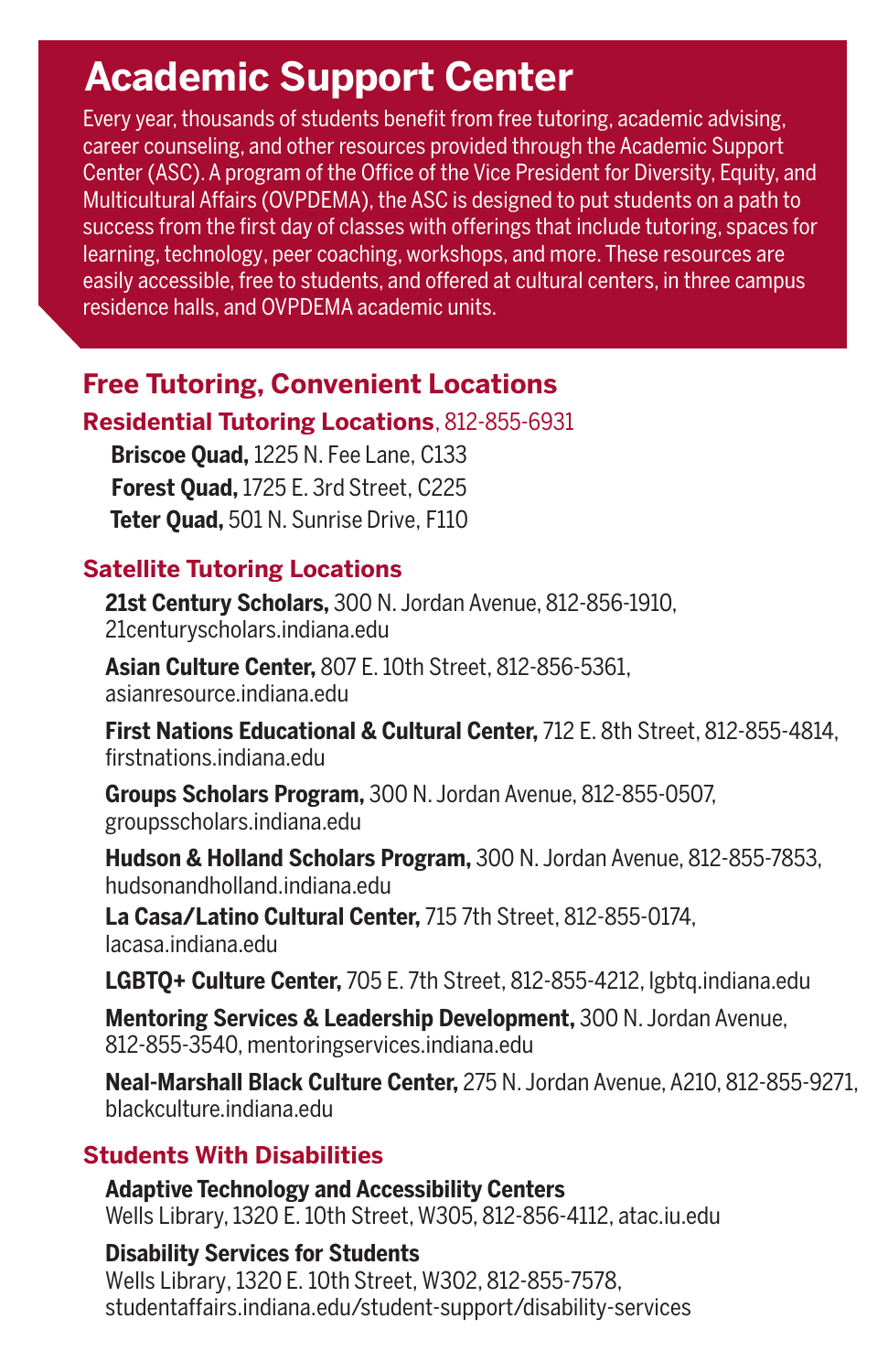# Academic Support Center

Every year, thousands of students benefit from free tutoring, academic advising, career counseling, and other resources provided through the Academic Support Center (ASC). A program of the Office of the Vice President for Diversity, Equity, and Multicultural Affairs (OVPDEMA), the ASC is designed to put students on a path to success from the first day of classes with offerings that include tutoring, spaces for learning, technology, peer coaching, workshops, and more. These resources are easily accessible, free to students, and offered at cultural centers, in three campus residence halls, and OVPDEMA academic units.

## Free Tutoring, Convenient Locations

### Residential Tutoring Locations, 812-855-6931

**Briscoe Quad,** 1225 N. Fee Lane, C133

**Forest Quad,** 1725 E. 3rd Street, C225

**Teter Quad,** 501 N. Sunrise Drive, F110

### Satellite Tutoring Locations

**21st Century Scholars,** 300 N. Jordan Avenue, 812-856-1910, 21centuryscholars.indiana.edu

**Asian Culture Center,** 807 E. 10th Street, 812-856-5361, asianresource.indiana.edu

**First Nations Educational & Cultural Center,** 712 E. 8th Street, 812-855-4814, firstnations.indiana.edu

**Groups Scholars Program,** 300 N. Jordan Avenue, 812-855-0507, groupsscholars.indiana.edu

**Hudson & Holland Scholars Program,** 300 N. Jordan Avenue, 812-855-7853, hudsonandholland.indiana.edu

**La Casa/Latino Cultural Center,** 715 7th Street, 812-855-0174, lacasa.indiana.edu

**LGBTQ+ Culture Center,** 705 E. 7th Street, 812-855-4212, lgbtq.indiana.edu

**Mentoring Services & Leadership Development,** 300 N. Jordan Avenue, 812-855-3540, mentoringservices.indiana.edu

**Neal-Marshall Black Culture Center,** 275 N. Jordan Avenue, A210, 812-855-9271, blackculture.indiana.edu

### Students With Disabilities

**Adaptive Technology and Accessibility Centers**
Wells Library, 1320 E. 10th Street, W305, 812-856-4112, atac.iu.edu

**Disability Services for Students**
Wells Library, 1320 E. 10th Street, W302, 812-855-7578, studentaffairs.indiana.edu/student-support/disability-services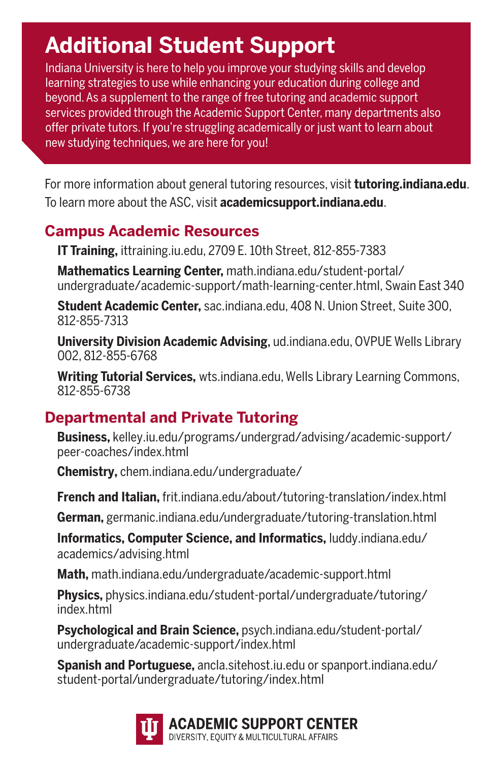# Additional Student Support

Indiana University is here to help you improve your studying skills and develop learning strategies to use while enhancing your education during college and beyond. As a supplement to the range of free tutoring and academic support services provided through the Academic Support Center, many departments also offer private tutors. If you're struggling academically or just want to learn about new studying techniques, we are here for you!

For more information about general tutoring resources, visit **tutoring.indiana.edu**. To learn more about the ASC, visit **academicsupport.indiana.edu**.

## Campus Academic Resources

**IT Training,** ittraining.iu.edu, 2709 E. 10th Street, 812-855-7383

**Mathematics Learning Center,** math.indiana.edu/student-portal/undergraduate/academic-support/math-learning-center.html, Swain East 340

**Student Academic Center,** sac.indiana.edu, 408 N. Union Street, Suite 300, 812-855-7313

**University Division Academic Advising**, ud.indiana.edu, OVPUE Wells Library 002, 812-855-6768

**Writing Tutorial Services,** wts.indiana.edu, Wells Library Learning Commons, 812-855-6738

## Departmental and Private Tutoring

**Business,** kelley.iu.edu/programs/undergrad/advising/academic-support/peer-coaches/index.html

**Chemistry,** chem.indiana.edu/undergraduate/

**French and Italian,** frit.indiana.edu/about/tutoring-translation/index.html

**German,** germanic.indiana.edu/undergraduate/tutoring-translation.html

**Informatics, Computer Science, and Informatics,** luddy.indiana.edu/academics/advising.html

**Math,** math.indiana.edu/undergraduate/academic-support.html

**Physics,** physics.indiana.edu/student-portal/undergraduate/tutoring/index.html

**Psychological and Brain Science,** psych.indiana.edu/student-portal/undergraduate/academic-support/index.html

**Spanish and Portuguese,** ancla.sitehost.iu.edu or spanport.indiana.edu/student-portal/undergraduate/tutoring/index.html

ACADEMIC SUPPORT CENTER
DIVERSITY, EQUITY & MULTICULTURAL AFFAIRS